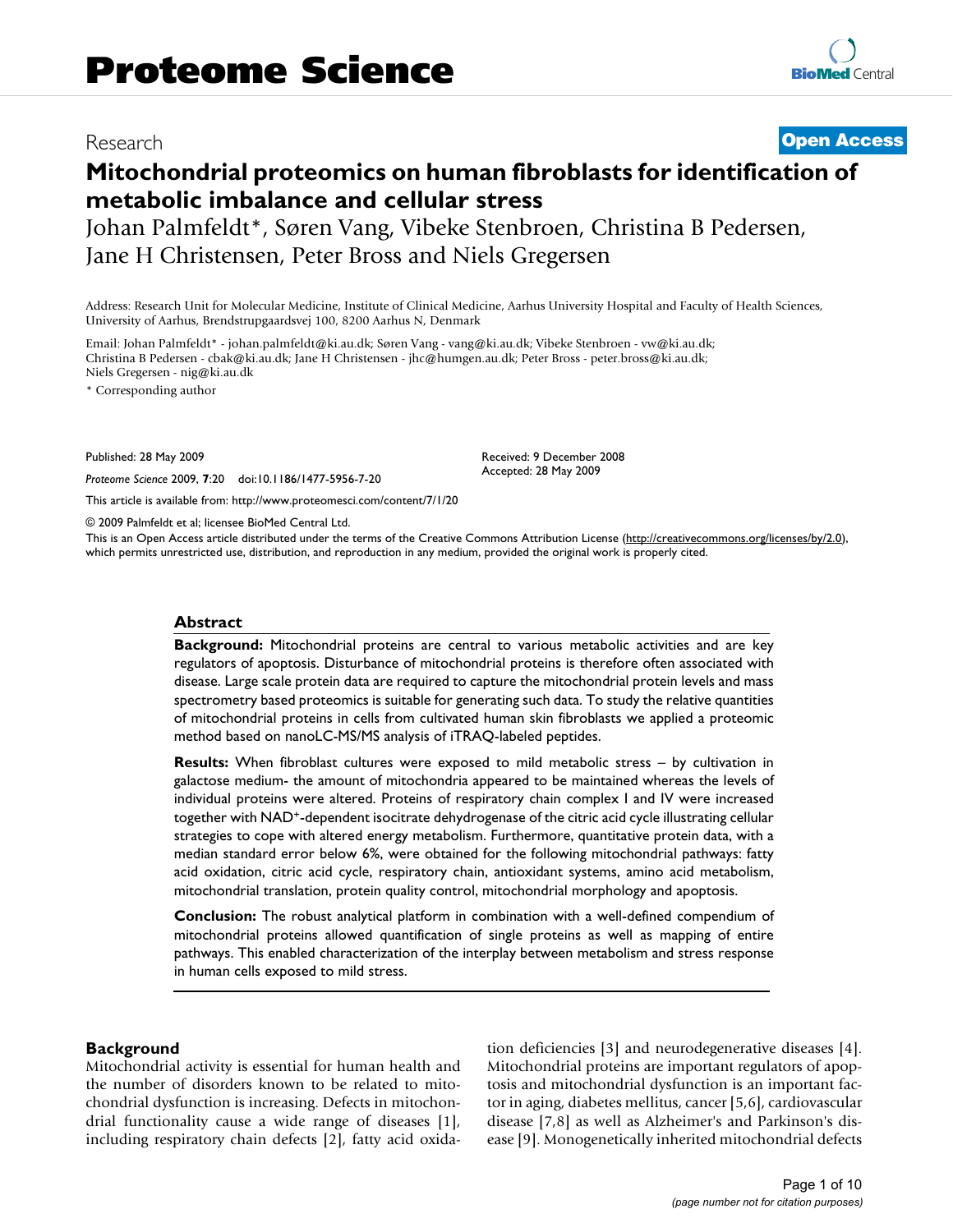Research

Open Access

# Mitochondrial proteomics on human fibroblasts for identification of metabolic imbalance and cellular stress

Johan Palmfeldt*, Søren Vang, Vibeke Stenbroen, Christina B Pedersen, Jane H Christensen, Peter Bross and Niels Gregersen

Address: Research Unit for Molecular Medicine, Institute of Clinical Medicine, Aarhus University Hospital and Faculty of Health Sciences, University of Aarhus, Brendstrupgaardsvej 100, 8200 Aarhus N, Denmark

Email: Johan Palmfeldt* - johan.palmfeldt@ki.au.dk; Søren Vang - vang@ki.au.dk; Vibeke Stenbroen - vw@ki.au.dk; Christina B Pedersen - cbak@ki.au.dk; Jane H Christensen - jhc@humgen.au.dk; Peter Bross - peter.bross@ki.au.dk; Niels Gregersen - nig@ki.au.dk

\* Corresponding author

Published: 28 May 2009

*Proteome Science* 2009, **7**:20 doi:10.1186/1477-5956-7-20

Received: 9 December 2008
Accepted: 28 May 2009

This article is available from: http://www.proteomesci.com/content/7/1/20

© 2009 Palmfeldt et al; licensee BioMed Central Ltd.

This is an Open Access article distributed under the terms of the Creative Commons Attribution License (http://creativecommons.org/licenses/by/2.0), which permits unrestricted use, distribution, and reproduction in any medium, provided the original work is properly cited.

## Abstract

**Background:** Mitochondrial proteins are central to various metabolic activities and are key regulators of apoptosis. Disturbance of mitochondrial proteins is therefore often associated with disease. Large scale protein data are required to capture the mitochondrial protein levels and mass spectrometry based proteomics is suitable for generating such data. To study the relative quantities of mitochondrial proteins in cells from cultivated human skin fibroblasts we applied a proteomic method based on nanoLC-MS/MS analysis of iTRAQ-labeled peptides.

**Results:** When fibroblast cultures were exposed to mild metabolic stress – by cultivation in galactose medium- the amount of mitochondria appeared to be maintained whereas the levels of individual proteins were altered. Proteins of respiratory chain complex I and IV were increased together with $NAD^+$-dependent isocitrate dehydrogenase of the citric acid cycle illustrating cellular strategies to cope with altered energy metabolism. Furthermore, quantitative protein data, with a median standard error below 6%, were obtained for the following mitochondrial pathways: fatty acid oxidation, citric acid cycle, respiratory chain, antioxidant systems, amino acid metabolism, mitochondrial translation, protein quality control, mitochondrial morphology and apoptosis.

**Conclusion:** The robust analytical platform in combination with a well-defined compendium of mitochondrial proteins allowed quantification of single proteins as well as mapping of entire pathways. This enabled characterization of the interplay between metabolism and stress response in human cells exposed to mild stress.

## Background

Mitochondrial activity is essential for human health and the number of disorders known to be related to mitochondrial dysfunction is increasing. Defects in mitochondrial functionality cause a wide range of diseases [1], including respiratory chain defects [2], fatty acid oxidation deficiencies [3] and neurodegenerative diseases [4]. Mitochondrial proteins are important regulators of apoptosis and mitochondrial dysfunction is an important factor in aging, diabetes mellitus, cancer [5,6], cardiovascular disease [7,8] as well as Alzheimer's and Parkinson's disease [9]. Monogenetically inherited mitochondrial defects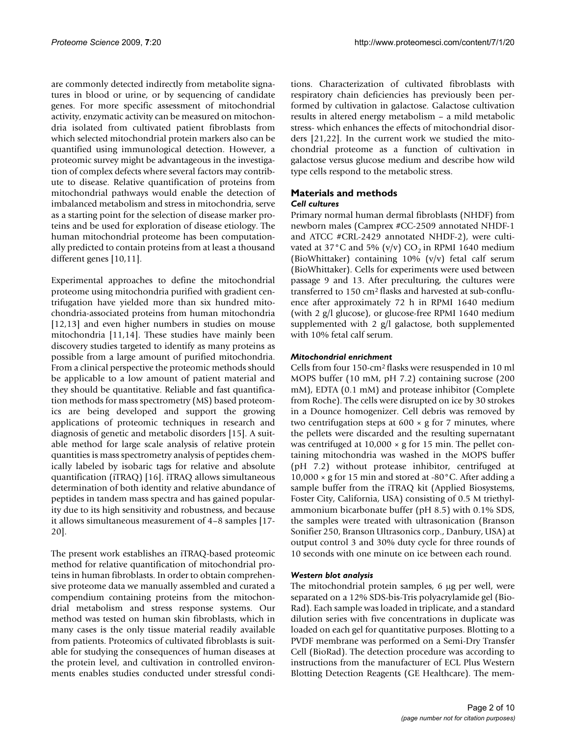are commonly detected indirectly from metabolite signatures in blood or urine, or by sequencing of candidate genes. For more specific assessment of mitochondrial activity, enzymatic activity can be measured on mitochondria isolated from cultivated patient fibroblasts from which selected mitochondrial protein markers also can be quantified using immunological detection. However, a proteomic survey might be advantageous in the investigation of complex defects where several factors may contribute to disease. Relative quantification of proteins from mitochondrial pathways would enable the detection of imbalanced metabolism and stress in mitochondria, serve as a starting point for the selection of disease marker proteins and be used for exploration of disease etiology. The human mitochondrial proteome has been computationally predicted to contain proteins from at least a thousand different genes [10,11].

Experimental approaches to define the mitochondrial proteome using mitochondria purified with gradient centrifugation have yielded more than six hundred mitochondria-associated proteins from human mitochondria [12,13] and even higher numbers in studies on mouse mitochondria [11,14]. These studies have mainly been discovery studies targeted to identify as many proteins as possible from a large amount of purified mitochondria. From a clinical perspective the proteomic methods should be applicable to a low amount of patient material and they should be quantitative. Reliable and fast quantification methods for mass spectrometry (MS) based proteomics are being developed and support the growing applications of proteomic techniques in research and diagnosis of genetic and metabolic disorders [15]. A suitable method for large scale analysis of relative protein quantities is mass spectrometry analysis of peptides chemically labeled by isobaric tags for relative and absolute quantification (iTRAQ) [16]. iTRAQ allows simultaneous determination of both identity and relative abundance of peptides in tandem mass spectra and has gained popularity due to its high sensitivity and robustness, and because it allows simultaneous measurement of 4–8 samples [17-20].

The present work establishes an iTRAQ-based proteomic method for relative quantification of mitochondrial proteins in human fibroblasts. In order to obtain comprehensive proteome data we manually assembled and curated a compendium containing proteins from the mitochondrial metabolism and stress response systems. Our method was tested on human skin fibroblasts, which in many cases is the only tissue material readily available from patients. Proteomics of cultivated fibroblasts is suitable for studying the consequences of human diseases at the protein level, and cultivation in controlled environments enables studies conducted under stressful conditions. Characterization of cultivated fibroblasts with respiratory chain deficiencies has previously been performed by cultivation in galactose. Galactose cultivation results in altered energy metabolism – a mild metabolic stress- which enhances the effects of mitochondrial disorders [21,22]. In the current work we studied the mitochondrial proteome as a function of cultivation in galactose versus glucose medium and describe how wild type cells respond to the metabolic stress.

## Materials and methods

### *Cell cultures*

Primary normal human dermal fibroblasts (NHDF) from newborn males (Camprex #CC-2509 annotated NHDF-1 and ATCC #CRL-2429 annotated NHDF-2), were cultivated at 37°C and 5% (v/v) $CO_2$ in RPMI 1640 medium (BioWhittaker) containing 10% (v/v) fetal calf serum (BioWhittaker). Cells for experiments were used between passage 9 and 13. After preculturing, the cultures were transferred to 150 cm² flasks and harvested at sub-confluence after approximately 72 h in RPMI 1640 medium (with 2 g/l glucose), or glucose-free RPMI 1640 medium supplemented with 2 g/l galactose, both supplemented with 10% fetal calf serum.

### *Mitochondrial enrichment*

Cells from four 150-cm² flasks were resuspended in 10 ml MOPS buffer (10 mM, pH 7.2) containing sucrose (200 mM), EDTA (0.1 mM) and protease inhibitor (Complete from Roche). The cells were disrupted on ice by 30 strokes in a Dounce homogenizer. Cell debris was removed by two centrifugation steps at 600 × g for 7 minutes, where the pellets were discarded and the resulting supernatant was centrifuged at 10,000 × g for 15 min. The pellet containing mitochondria was washed in the MOPS buffer (pH 7.2) without protease inhibitor, centrifuged at 10,000 × g for 15 min and stored at -80°C. After adding a sample buffer from the iTRAQ kit (Applied Biosystems, Foster City, California, USA) consisting of 0.5 M triethylammonium bicarbonate buffer (pH 8.5) with 0.1% SDS, the samples were treated with ultrasonication (Branson Sonifier 250, Branson Ultrasonics corp., Danbury, USA) at output control 3 and 30% duty cycle for three rounds of 10 seconds with one minute on ice between each round.

### *Western blot analysis*

The mitochondrial protein samples, 6 μg per well, were separated on a 12% SDS-bis-Tris polyacrylamide gel (BioRad). Each sample was loaded in triplicate, and a standard dilution series with five concentrations in duplicate was loaded on each gel for quantitative purposes. Blotting to a PVDF membrane was performed on a Semi-Dry Transfer Cell (BioRad). The detection procedure was according to instructions from the manufacturer of ECL Plus Western Blotting Detection Reagents (GE Healthcare). The mem-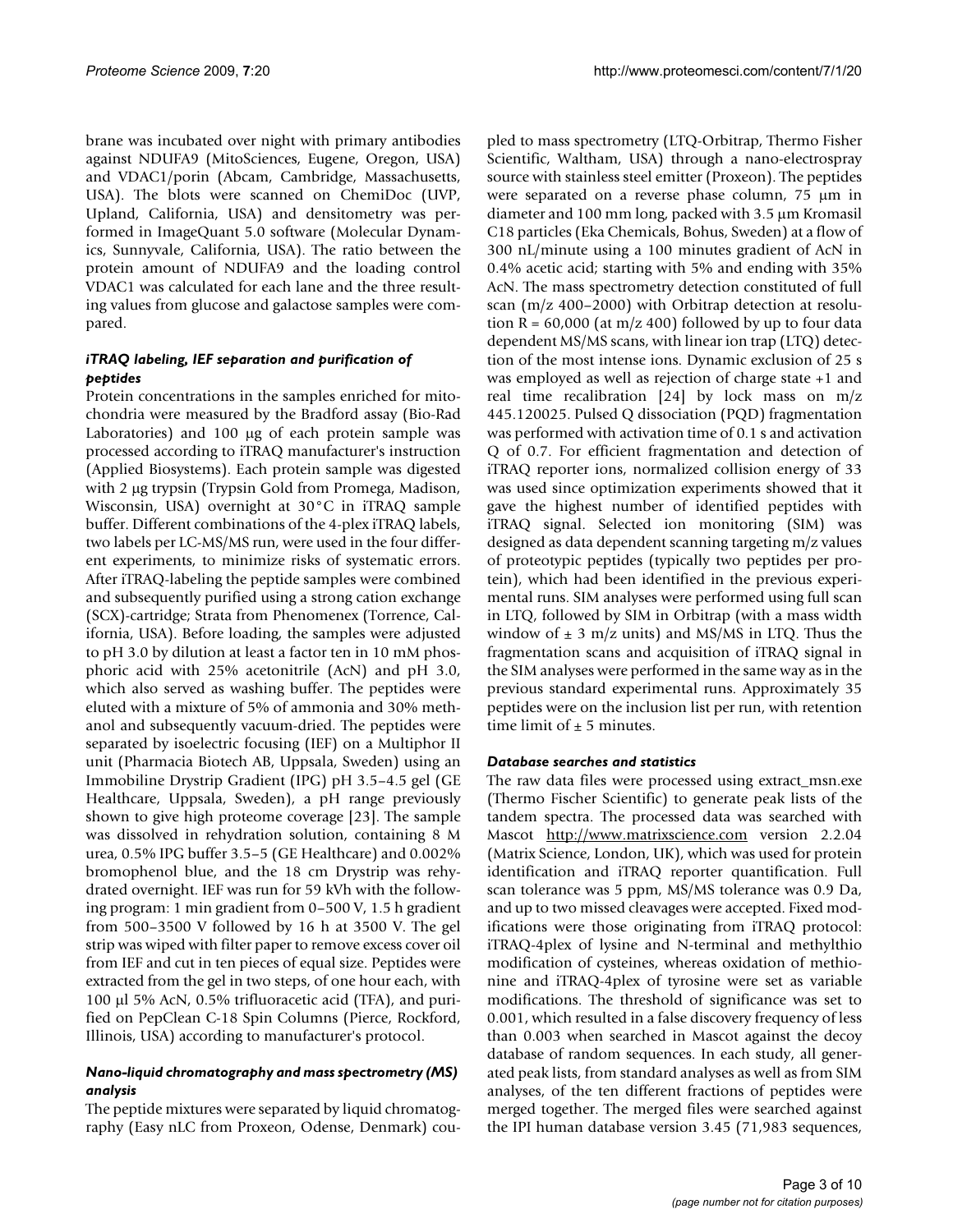brane was incubated over night with primary antibodies against NDUFA9 (MitoSciences, Eugene, Oregon, USA) and VDAC1/porin (Abcam, Cambridge, Massachusetts, USA). The blots were scanned on ChemiDoc (UVP, Upland, California, USA) and densitometry was performed in ImageQuant 5.0 software (Molecular Dynamics, Sunnyvale, California, USA). The ratio between the protein amount of NDUFA9 and the loading control VDAC1 was calculated for each lane and the three resulting values from glucose and galactose samples were compared.

### *iTRAQ labeling, IEF separation and purification of peptides*

Protein concentrations in the samples enriched for mitochondria were measured by the Bradford assay (Bio-Rad Laboratories) and 100 μg of each protein sample was processed according to iTRAQ manufacturer's instruction (Applied Biosystems). Each protein sample was digested with 2 μg trypsin (Trypsin Gold from Promega, Madison, Wisconsin, USA) overnight at 30°C in iTRAQ sample buffer. Different combinations of the 4-plex iTRAQ labels, two labels per LC-MS/MS run, were used in the four different experiments, to minimize risks of systematic errors. After iTRAQ-labeling the peptide samples were combined and subsequently purified using a strong cation exchange (SCX)-cartridge; Strata from Phenomenex (Torrence, California, USA). Before loading, the samples were adjusted to pH 3.0 by dilution at least a factor ten in 10 mM phosphoric acid with 25% acetonitrile (AcN) and pH 3.0, which also served as washing buffer. The peptides were eluted with a mixture of 5% of ammonia and 30% methanol and subsequently vacuum-dried. The peptides were separated by isoelectric focusing (IEF) on a Multiphor II unit (Pharmacia Biotech AB, Uppsala, Sweden) using an Immobiline Drystrip Gradient (IPG) pH 3.5–4.5 gel (GE Healthcare, Uppsala, Sweden), a pH range previously shown to give high proteome coverage [23]. The sample was dissolved in rehydration solution, containing 8 M urea, 0.5% IPG buffer 3.5–5 (GE Healthcare) and 0.002% bromophenol blue, and the 18 cm Drystrip was rehydrated overnight. IEF was run for 59 kVh with the following program: 1 min gradient from 0–500 V, 1.5 h gradient from 500–3500 V followed by 16 h at 3500 V. The gel strip was wiped with filter paper to remove excess cover oil from IEF and cut in ten pieces of equal size. Peptides were extracted from the gel in two steps, of one hour each, with 100 μl 5% AcN, 0.5% trifluoracetic acid (TFA), and purified on PepClean C-18 Spin Columns (Pierce, Rockford, Illinois, USA) according to manufacturer's protocol.

### *Nano-liquid chromatography and mass spectrometry (MS) analysis*

The peptide mixtures were separated by liquid chromatography (Easy nLC from Proxeon, Odense, Denmark) coupled to mass spectrometry (LTQ-Orbitrap, Thermo Fisher Scientific, Waltham, USA) through a nano-electrospray source with stainless steel emitter (Proxeon). The peptides were separated on a reverse phase column, 75 μm in diameter and 100 mm long, packed with 3.5 μm Kromasil C18 particles (Eka Chemicals, Bohus, Sweden) at a flow of 300 nL/minute using a 100 minutes gradient of AcN in 0.4% acetic acid; starting with 5% and ending with 35% AcN. The mass spectrometry detection constituted of full scan (m/z 400–2000) with Orbitrap detection at resolution R = 60,000 (at m/z 400) followed by up to four data dependent MS/MS scans, with linear ion trap (LTQ) detection of the most intense ions. Dynamic exclusion of 25 s was employed as well as rejection of charge state +1 and real time recalibration [24] by lock mass on m/z 445.120025. Pulsed Q dissociation (PQD) fragmentation was performed with activation time of 0.1 s and activation Q of 0.7. For efficient fragmentation and detection of iTRAQ reporter ions, normalized collision energy of 33 was used since optimization experiments showed that it gave the highest number of identified peptides with iTRAQ signal. Selected ion monitoring (SIM) was designed as data dependent scanning targeting m/z values of proteotypic peptides (typically two peptides per protein), which had been identified in the previous experimental runs. SIM analyses were performed using full scan in LTQ, followed by SIM in Orbitrap (with a mass width window of ± 3 m/z units) and MS/MS in LTQ. Thus the fragmentation scans and acquisition of iTRAQ signal in the SIM analyses were performed in the same way as in the previous standard experimental runs. Approximately 35 peptides were on the inclusion list per run, with retention time limit of ± 5 minutes.

### *Database searches and statistics*

The raw data files were processed using extract_msn.exe (Thermo Fischer Scientific) to generate peak lists of the tandem spectra. The processed data was searched with Mascot http://www.matrixscience.com version 2.2.04 (Matrix Science, London, UK), which was used for protein identification and iTRAQ reporter quantification. Full scan tolerance was 5 ppm, MS/MS tolerance was 0.9 Da, and up to two missed cleavages were accepted. Fixed modifications were those originating from iTRAQ protocol: iTRAQ-4plex of lysine and N-terminal and methylthio modification of cysteines, whereas oxidation of methionine and iTRAQ-4plex of tyrosine were set as variable modifications. The threshold of significance was set to 0.001, which resulted in a false discovery frequency of less than 0.003 when searched in Mascot against the decoy database of random sequences. In each study, all generated peak lists, from standard analyses as well as from SIM analyses, of the ten different fractions of peptides were merged together. The merged files were searched against the IPI human database version 3.45 (71,983 sequences,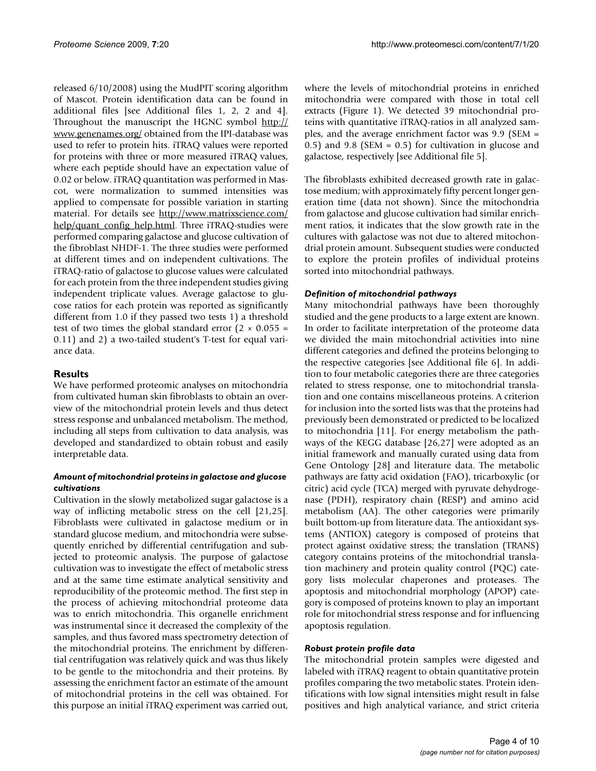released 6/10/2008) using the MudPIT scoring algorithm of Mascot. Protein identification data can be found in additional files [see Additional files 1, 2, 2 and 4]. Throughout the manuscript the HGNC symbol http://www.genenames.org/ obtained from the IPI-database was used to refer to protein hits. iTRAQ values were reported for proteins with three or more measured iTRAQ values, where each peptide should have an expectation value of 0.02 or below. iTRAQ quantitation was performed in Mascot, were normalization to summed intensities was applied to compensate for possible variation in starting material. For details see http://www.matrixscience.com/help/quant_config_help.html. Three iTRAQ-studies were performed comparing galactose and glucose cultivation of the fibroblast NHDF-1. The three studies were performed at different times and on independent cultivations. The iTRAQ-ratio of galactose to glucose values were calculated for each protein from the three independent studies giving independent triplicate values. Average galactose to glucose ratios for each protein was reported as significantly different from 1.0 if they passed two tests 1) a threshold test of two times the global standard error ($2 \times 0.055 = 0.11$) and 2) a two-tailed student's T-test for equal variance data.

## Results

We have performed proteomic analyses on mitochondria from cultivated human skin fibroblasts to obtain an overview of the mitochondrial protein levels and thus detect stress response and unbalanced metabolism. The method, including all steps from cultivation to data analysis, was developed and standardized to obtain robust and easily interpretable data.

### *Amount of mitochondrial proteins in galactose and glucose cultivations*

Cultivation in the slowly metabolized sugar galactose is a way of inflicting metabolic stress on the cell [21,25]. Fibroblasts were cultivated in galactose medium or in standard glucose medium, and mitochondria were subsequently enriched by differential centrifugation and subjected to proteomic analysis. The purpose of galactose cultivation was to investigate the effect of metabolic stress and at the same time estimate analytical sensitivity and reproducibility of the proteomic method. The first step in the process of achieving mitochondrial proteome data was to enrich mitochondria. This organelle enrichment was instrumental since it decreased the complexity of the samples, and thus favored mass spectrometry detection of the mitochondrial proteins. The enrichment by differential centrifugation was relatively quick and was thus likely to be gentle to the mitochondria and their proteins. By assessing the enrichment factor an estimate of the amount of mitochondrial proteins in the cell was obtained. For this purpose an initial iTRAQ experiment was carried out, where the levels of mitochondrial proteins in enriched mitochondria were compared with those in total cell extracts (Figure 1). We detected 39 mitochondrial proteins with quantitative iTRAQ-ratios in all analyzed samples, and the average enrichment factor was 9.9 (SEM = 0.5) and 9.8 (SEM = 0.5) for cultivation in glucose and galactose, respectively [see Additional file 5].

The fibroblasts exhibited decreased growth rate in galactose medium; with approximately fifty percent longer generation time (data not shown). Since the mitochondria from galactose and glucose cultivation had similar enrichment ratios, it indicates that the slow growth rate in the cultures with galactose was not due to altered mitochondrial protein amount. Subsequent studies were conducted to explore the protein profiles of individual proteins sorted into mitochondrial pathways.

### *Definition of mitochondrial pathways*

Many mitochondrial pathways have been thoroughly studied and the gene products to a large extent are known. In order to facilitate interpretation of the proteome data we divided the main mitochondrial activities into nine different categories and defined the proteins belonging to the respective categories [see Additional file 6]. In addition to four metabolic categories there are three categories related to stress response, one to mitochondrial translation and one contains miscellaneous proteins. A criterion for inclusion into the sorted lists was that the proteins had previously been demonstrated or predicted to be localized to mitochondria [11]. For energy metabolism the pathways of the KEGG database [26,27] were adopted as an initial framework and manually curated using data from Gene Ontology [28] and literature data. The metabolic pathways are fatty acid oxidation (FAO), tricarboxylic (or citric) acid cycle (TCA) merged with pyruvate dehydrogenase (PDH), respiratory chain (RESP) and amino acid metabolism (AA). The other categories were primarily built bottom-up from literature data. The antioxidant systems (ANTIOX) category is composed of proteins that protect against oxidative stress; the translation (TRANS) category contains proteins of the mitochondrial translation machinery and protein quality control (PQC) category lists molecular chaperones and proteases. The apoptosis and mitochondrial morphology (APOP) category is composed of proteins known to play an important role for mitochondrial stress response and for influencing apoptosis regulation.

### *Robust protein profile data*

The mitochondrial protein samples were digested and labeled with iTRAQ reagent to obtain quantitative protein profiles comparing the two metabolic states. Protein identifications with low signal intensities might result in false positives and high analytical variance, and strict criteria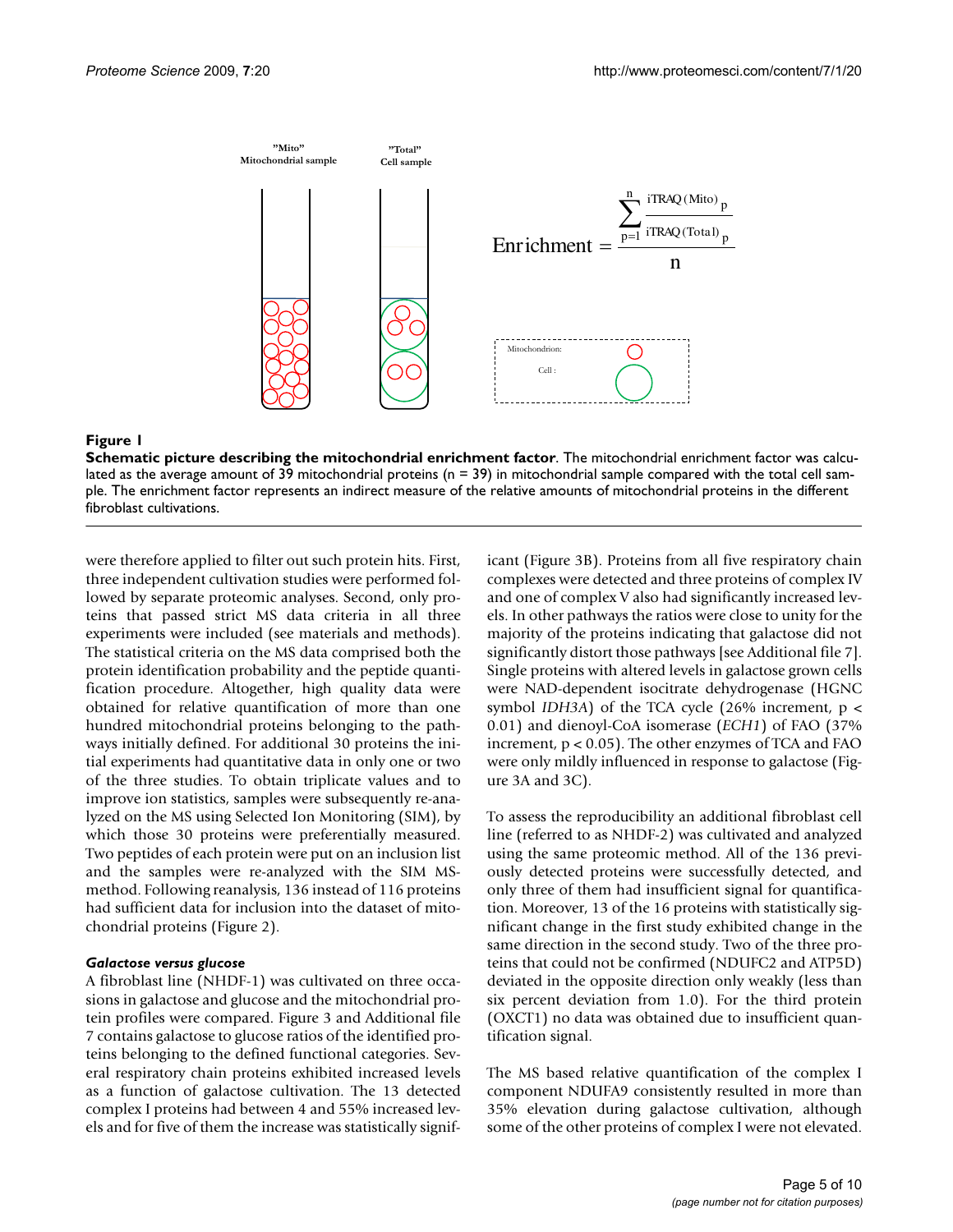"Mito"
Mitochondrial sample

"Total"
Cell sample

$$\text{Enrichment} = \frac{\sum_{p=1}^{n} \frac{\text{iTRAQ (Mito)}_p}{\text{iTRAQ (Total)}_p}}{n}$$

Mitochondrion:

Cell :

**Figure 1**

**Schematic picture describing the mitochondrial enrichment factor**. The mitochondrial enrichment factor was calculated as the average amount of 39 mitochondrial proteins (n = 39) in mitochondrial sample compared with the total cell sample. The enrichment factor represents an indirect measure of the relative amounts of mitochondrial proteins in the different fibroblast cultivations.

were therefore applied to filter out such protein hits. First, three independent cultivation studies were performed followed by separate proteomic analyses. Second, only proteins that passed strict MS data criteria in all three experiments were included (see materials and methods). The statistical criteria on the MS data comprised both the protein identification probability and the peptide quantification procedure. Altogether, high quality data were obtained for relative quantification of more than one hundred mitochondrial proteins belonging to the pathways initially defined. For additional 30 proteins the initial experiments had quantitative data in only one or two of the three studies. To obtain triplicate values and to improve ion statistics, samples were subsequently re-analyzed on the MS using Selected Ion Monitoring (SIM), by which those 30 proteins were preferentially measured. Two peptides of each protein were put on an inclusion list and the samples were re-analyzed with the SIM MS-method. Following reanalysis, 136 instead of 116 proteins had sufficient data for inclusion into the dataset of mitochondrial proteins (Figure 2).

### *Galactose versus glucose*

A fibroblast line (NHDF-1) was cultivated on three occasions in galactose and glucose and the mitochondrial protein profiles were compared. Figure 3 and Additional file 7 contains galactose to glucose ratios of the identified proteins belonging to the defined functional categories. Several respiratory chain proteins exhibited increased levels as a function of galactose cultivation. The 13 detected complex I proteins had between 4 and 55% increased levels and for five of them the increase was statistically significant (Figure 3B). Proteins from all five respiratory chain complexes were detected and three proteins of complex IV and one of complex V also had significantly increased levels. In other pathways the ratios were close to unity for the majority of the proteins indicating that galactose did not significantly distort those pathways [see Additional file 7]. Single proteins with altered levels in galactose grown cells were NAD-dependent isocitrate dehydrogenase (HGNC symbol *IDH3A*) of the TCA cycle (26% increment, $p < 0.01$) and dienoyl-CoA isomerase (*ECH1*) of FAO (37% increment, $p < 0.05$). The other enzymes of TCA and FAO were only mildly influenced in response to galactose (Figure 3A and 3C).

To assess the reproducibility an additional fibroblast cell line (referred to as NHDF-2) was cultivated and analyzed using the same proteomic method. All of the 136 previously detected proteins were successfully detected, and only three of them had insufficient signal for quantification. Moreover, 13 of the 16 proteins with statistically significant change in the first study exhibited change in the same direction in the second study. Two of the three proteins that could not be confirmed (NDUFC2 and ATP5D) deviated in the opposite direction only weakly (less than six percent deviation from 1.0). For the third protein (OXCT1) no data was obtained due to insufficient quantification signal.

The MS based relative quantification of the complex I component NDUFA9 consistently resulted in more than 35% elevation during galactose cultivation, although some of the other proteins of complex I were not elevated.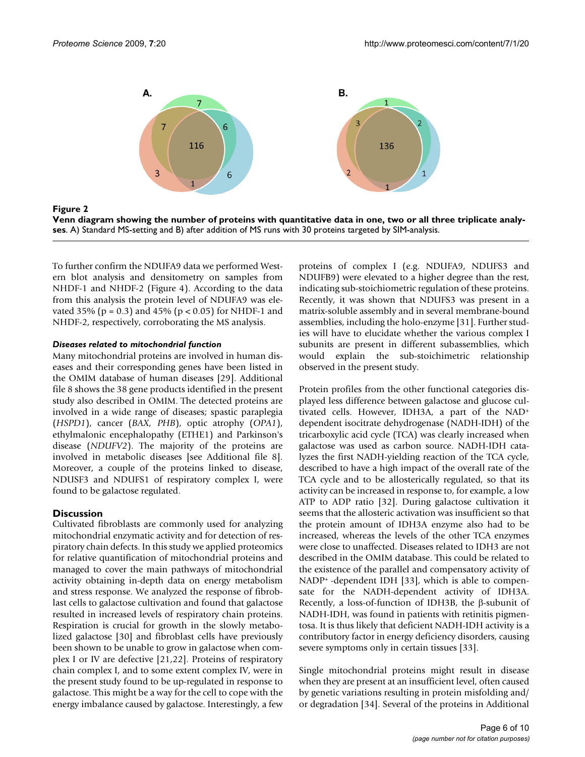**Figure 2**

**Venn diagram showing the number of proteins with quantitative data in one, two or all three triplicate analyses**. A) Standard MS-setting and B) after addition of MS runs with 30 proteins targeted by SIM-analysis.

To further confirm the NDUFA9 data we performed Western blot analysis and densitometry on samples from NHDF-1 and NHDF-2 (Figure 4). According to the data from this analysis the protein level of NDUFA9 was elevated 35% ($p = 0.3$) and 45% ($p < 0.05$) for NHDF-1 and NHDF-2, respectively, corroborating the MS analysis.

#### *Diseases related to mitochondrial function*

Many mitochondrial proteins are involved in human diseases and their corresponding genes have been listed in the OMIM database of human diseases [29]. Additional file 8 shows the 38 gene products identified in the present study also described in OMIM. The detected proteins are involved in a wide range of diseases; spastic paraplegia (*HSPD1*), cancer (*BAX, PHB*), optic atrophy (*OPA1*), ethylmalonic encephalopathy (ETHE1) and Parkinson's disease (*NDUFV2*). The majority of the proteins are involved in metabolic diseases [see Additional file 8]. Moreover, a couple of the proteins linked to disease, NDUSF3 and NDUFS1 of respiratory complex I, were found to be galactose regulated.

## Discussion

Cultivated fibroblasts are commonly used for analyzing mitochondrial enzymatic activity and for detection of respiratory chain defects. In this study we applied proteomics for relative quantification of mitochondrial proteins and managed to cover the main pathways of mitochondrial activity obtaining in-depth data on energy metabolism and stress response. We analyzed the response of fibroblast cells to galactose cultivation and found that galactose resulted in increased levels of respiratory chain proteins. Respiration is crucial for growth in the slowly metabolized galactose [30] and fibroblast cells have previously been shown to be unable to grow in galactose when complex I or IV are defective [21,22]. Proteins of respiratory chain complex I, and to some extent complex IV, were in the present study found to be up-regulated in response to galactose. This might be a way for the cell to cope with the energy imbalance caused by galactose. Interestingly, a few proteins of complex I (e.g. NDUFA9, NDUFS3 and NDUFB9) were elevated to a higher degree than the rest, indicating sub-stoichiometric regulation of these proteins. Recently, it was shown that NDUFS3 was present in a matrix-soluble assembly and in several membrane-bound assemblies, including the holo-enzyme [31]. Further studies will have to elucidate whether the various complex I subunits are present in different subassemblies, which would explain the sub-stoichimetric relationship observed in the present study.

Protein profiles from the other functional categories displayed less difference between galactose and glucose cultivated cells. However, IDH3A, a part of the $NAD^+$ dependent isocitrate dehydrogenase (NADH-IDH) of the tricarboxylic acid cycle (TCA) was clearly increased when galactose was used as carbon source. NADH-IDH catalyzes the first NADH-yielding reaction of the TCA cycle, described to have a high impact of the overall rate of the TCA cycle and to be allosterically regulated, so that its activity can be increased in response to, for example, a low ATP to ADP ratio [32]. During galactose cultivation it seems that the allosteric activation was insufficient so that the protein amount of IDH3A enzyme also had to be increased, whereas the levels of the other TCA enzymes were close to unaffected. Diseases related to IDH3 are not described in the OMIM database. This could be related to the existence of the parallel and compensatory activity of $NADP^+$ -dependent IDH [33], which is able to compensate for the NADH-dependent activity of IDH3A. Recently, a loss-of-function of IDH3B, the β-subunit of NADH-IDH, was found in patients with retinitis pigmentosa. It is thus likely that deficient NADH-IDH activity is a contributory factor in energy deficiency disorders, causing severe symptoms only in certain tissues [33].

Single mitochondrial proteins might result in disease when they are present at an insufficient level, often caused by genetic variations resulting in protein misfolding and/or degradation [34]. Several of the proteins in Additional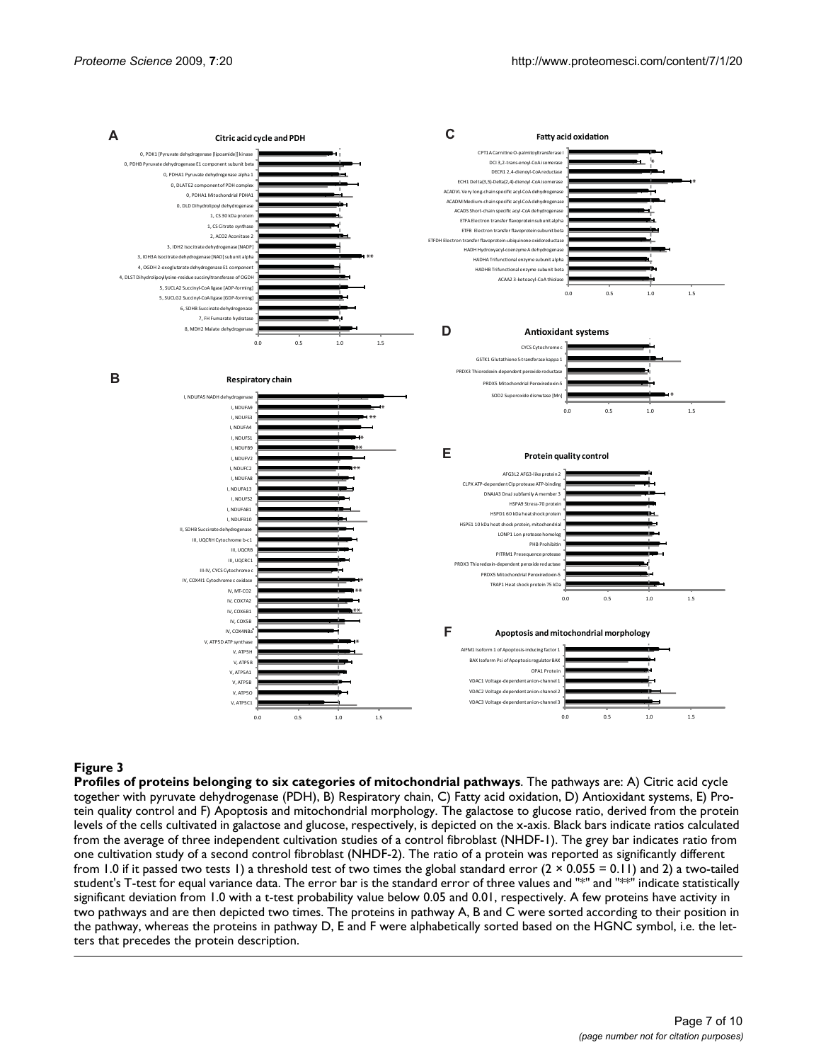**Figure 3**

**Profiles of proteins belonging to six categories of mitochondrial pathways**. The pathways are: A) Citric acid cycle together with pyruvate dehydrogenase (PDH), B) Respiratory chain, C) Fatty acid oxidation, D) Antioxidant systems, E) Protein quality control and F) Apoptosis and mitochondrial morphology. The galactose to glucose ratio, derived from the protein levels of the cells cultivated in galactose and glucose, respectively, is depicted on the x-axis. Black bars indicate ratios calculated from the average of three independent cultivation studies of a control fibroblast (NHDF-1). The grey bar indicates ratio from one cultivation study of a second control fibroblast (NHDF-2). The ratio of a protein was reported as significantly different from 1.0 if it passed two tests 1) a threshold test of two times the global standard error ($2 \times 0.055 = 0.11$) and 2) a two-tailed student's T-test for equal variance data. The error bar is the standard error of three values and "*" and "**" indicate statistically significant deviation from 1.0 with a t-test probability value below 0.05 and 0.01, respectively. A few proteins have activity in two pathways and are then depicted two times. The proteins in pathway A, B and C were sorted according to their position in the pathway, whereas the proteins in pathway D, E and F were alphabetically sorted based on the HGNC symbol, i.e. the letters that precedes the protein description.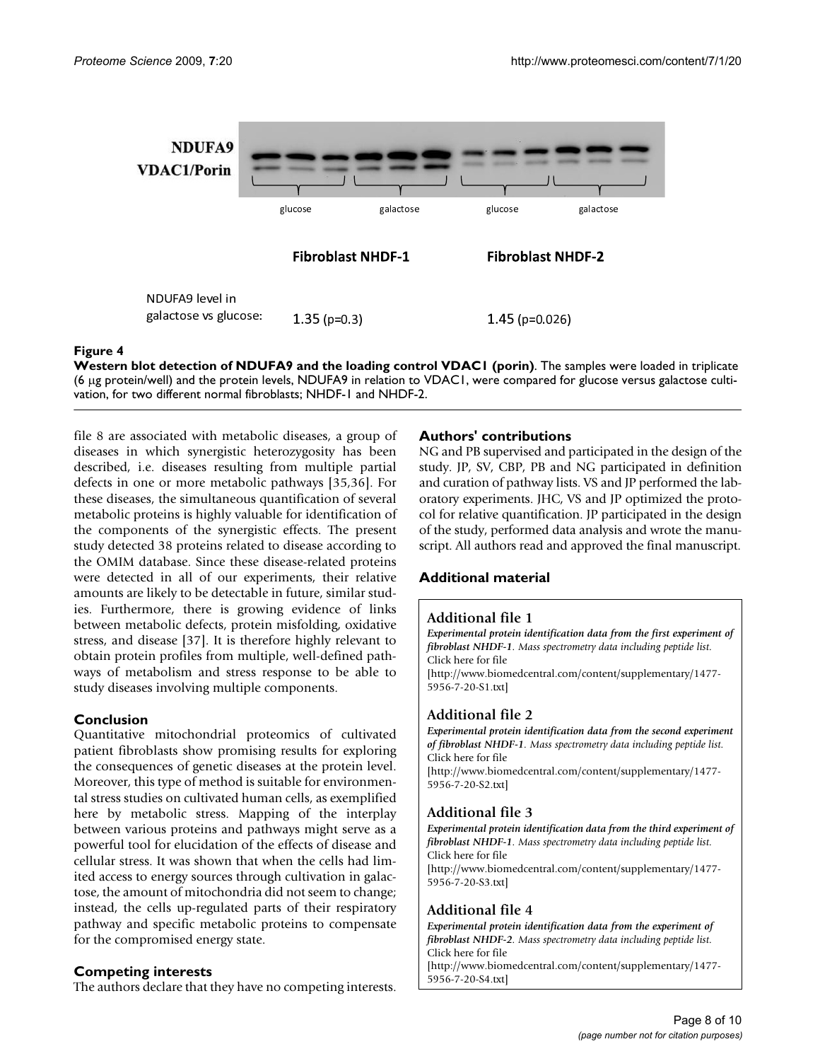NDUFA9
VDAC1/Porin

glucose galactose glucose galactose

**Fibroblast NHDF-1** **Fibroblast NHDF-2**

NDUFA9 level in galactose vs glucose: 1.35 (p=0.3) 1.45 (p=0.026)

**Figure 4**

**Western blot detection of NDUFA9 and the loading control VDAC1 (porin)**. The samples were loaded in triplicate (6 μg protein/well) and the protein levels, NDUFA9 in relation to VDAC1, were compared for glucose versus galactose cultivation, for two different normal fibroblasts; NHDF-1 and NHDF-2.

file 8 are associated with metabolic diseases, a group of diseases in which synergistic heterozygosity has been described, i.e. diseases resulting from multiple partial defects in one or more metabolic pathways [35,36]. For these diseases, the simultaneous quantification of several metabolic proteins is highly valuable for identification of the components of the synergistic effects. The present study detected 38 proteins related to disease according to the OMIM database. Since these disease-related proteins were detected in all of our experiments, their relative amounts are likely to be detectable in future, similar studies. Furthermore, there is growing evidence of links between metabolic defects, protein misfolding, oxidative stress, and disease [37]. It is therefore highly relevant to obtain protein profiles from multiple, well-defined pathways of metabolism and stress response to be able to study diseases involving multiple components.

## Conclusion

Quantitative mitochondrial proteomics of cultivated patient fibroblasts show promising results for exploring the consequences of genetic diseases at the protein level. Moreover, this type of method is suitable for environmental stress studies on cultivated human cells, as exemplified here by metabolic stress. Mapping of the interplay between various proteins and pathways might serve as a powerful tool for elucidation of the effects of disease and cellular stress. It was shown that when the cells had limited access to energy sources through cultivation in galactose, the amount of mitochondria did not seem to change; instead, the cells up-regulated parts of their respiratory pathway and specific metabolic proteins to compensate for the compromised energy state.

## Competing interests

The authors declare that they have no competing interests.

## Authors' contributions

NG and PB supervised and participated in the design of the study. JP, SV, CBP, PB and NG participated in definition and curation of pathway lists. VS and JP performed the laboratory experiments. JHC, VS and JP optimized the protocol for relative quantification. JP participated in the design of the study, performed data analysis and wrote the manuscript. All authors read and approved the final manuscript.

## Additional material

### Additional file 1

***Experimental protein identification data from the first experiment of fibroblast NHDF-1****. Mass spectrometry data including peptide list.*
Click here for file
[http://www.biomedcentral.com/content/supplementary/1477-5956-7-20-S1.txt]

### Additional file 2

***Experimental protein identification data from the second experiment of fibroblast NHDF-1****. Mass spectrometry data including peptide list.*
Click here for file
[http://www.biomedcentral.com/content/supplementary/1477-5956-7-20-S2.txt]

### Additional file 3

***Experimental protein identification data from the third experiment of fibroblast NHDF-1****. Mass spectrometry data including peptide list.*
Click here for file
[http://www.biomedcentral.com/content/supplementary/1477-5956-7-20-S3.txt]

### Additional file 4

***Experimental protein identification data from the experiment of fibroblast NHDF-2****. Mass spectrometry data including peptide list.*
Click here for file
[http://www.biomedcentral.com/content/supplementary/1477-5956-7-20-S4.txt]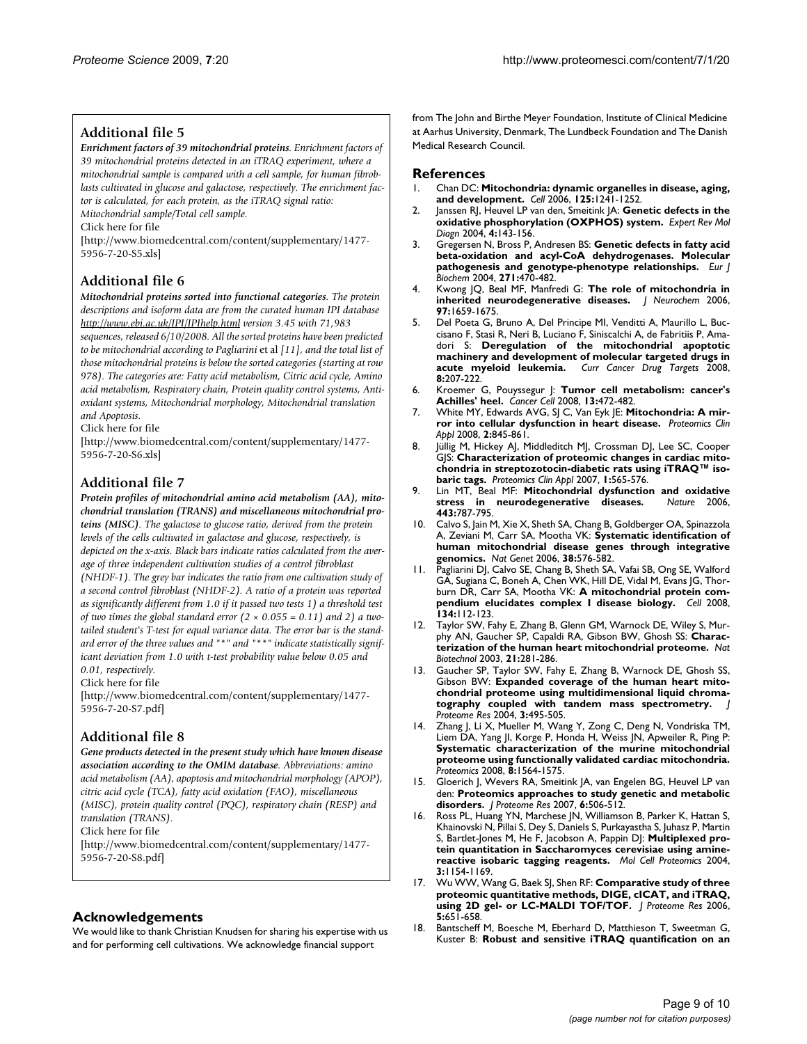### Additional file 5

***Enrichment factors of 39 mitochondrial proteins***. *Enrichment factors of 39 mitochondrial proteins detected in an iTRAQ experiment, where a mitochondrial sample is compared with a cell sample, for human fibroblasts cultivated in glucose and galactose, respectively. The enrichment factor is calculated, for each protein, as the iTRAQ signal ratio: Mitochondrial sample/Total cell sample.*

Click here for file

[http://www.biomedcentral.com/content/supplementary/1477-5956-7-20-S5.xls]

### Additional file 6

***Mitochondrial proteins sorted into functional categories***. *The protein descriptions and isoform data are from the curated human IPI database http://www.ebi.ac.uk/IPI/IPIhelp.html version 3.45 with 71,983 sequences, released 6/10/2008. All the sorted proteins have been predicted to be mitochondrial according to Pagliarini* et al *[11], and the total list of those mitochondrial proteins is below the sorted categories (starting at row 978). The categories are: Fatty acid metabolism, Citric acid cycle, Amino acid metabolism, Respiratory chain, Protein quality control systems, Antioxidant systems, Mitochondrial morphology, Mitochondrial translation and Apoptosis.*

Click here for file

[http://www.biomedcentral.com/content/supplementary/1477-5956-7-20-S6.xls]

### Additional file 7

***Protein profiles of mitochondrial amino acid metabolism (AA), mitochondrial translation (TRANS) and miscellaneous mitochondrial proteins (MISC)***. *The galactose to glucose ratio, derived from the protein levels of the cells cultivated in galactose and glucose, respectively, is depicted on the x-axis. Black bars indicate ratios calculated from the average of three independent cultivation studies of a control fibroblast (NHDF-1). The grey bar indicates the ratio from one cultivation study of a second control fibroblast (NHDF-2). A ratio of a protein was reported as significantly different from 1.0 if it passed two tests 1) a threshold test of two times the global standard error ($2 \times 0.055 = 0.11$) and 2) a two-tailed student's T-test for equal variance data. The error bar is the standard error of the three values and "*" and "**" indicate statistically significant deviation from 1.0 with t-test probability value below 0.05 and 0.01, respectively.*

Click here for file

[http://www.biomedcentral.com/content/supplementary/1477-5956-7-20-S7.pdf]

### Additional file 8

***Gene products detected in the present study which have known disease association according to the OMIM database***. *Abbreviations: amino acid metabolism (AA), apoptosis and mitochondrial morphology (APOP), citric acid cycle (TCA), fatty acid oxidation (FAO), miscellaneous (MISC), protein quality control (PQC), respiratory chain (RESP) and translation (TRANS).*

Click here for file

[http://www.biomedcentral.com/content/supplementary/1477-5956-7-20-S8.pdf]

## Acknowledgements

We would like to thank Christian Knudsen for sharing his expertise with us and for performing cell cultivations. We acknowledge financial support from The John and Birthe Meyer Foundation, Institute of Clinical Medicine at Aarhus University, Denmark, The Lundbeck Foundation and The Danish Medical Research Council.

## References

1. Chan DC: **Mitochondria: dynamic organelles in disease, aging, and development.** *Cell* 2006, **125:**1241-1252.
2. Janssen RJ, Heuvel LP van den, Smeitink JA: **Genetic defects in the oxidative phosphorylation (OXPHOS) system.** *Expert Rev Mol Diagn* 2004, **4:**143-156.
3. Gregersen N, Bross P, Andresen BS: **Genetic defects in fatty acid beta-oxidation and acyl-CoA dehydrogenases. Molecular pathogenesis and genotype-phenotype relationships.** *Eur J Biochem* 2004, **271:**470-482.
4. Kwong JQ, Beal MF, Manfredi G: **The role of mitochondria in inherited neurodegenerative diseases.** *J Neurochem* 2006, **97:**1659-1675.
5. Del Poeta G, Bruno A, Del Principe MI, Venditti A, Maurillo L, Buccisano F, Stasi R, Neri B, Luciano F, Siniscalchi A, de Fabritiis P, Amadori S: **Deregulation of the mitochondrial apoptotic machinery and development of molecular targeted drugs in acute myeloid leukemia.** *Curr Cancer Drug Targets* 2008, **8:**207-222.
6. Kroemer G, Pouyssegur J: **Tumor cell metabolism: cancer's Achilles' heel.** *Cancer Cell* 2008, **13:**472-482.
7. White MY, Edwards AVG, SJ C, Van Eyk JE: **Mitochondria: A mirror into cellular dysfunction in heart disease.** *Proteomics Clin Appl* 2008, **2:**845-861.
8. Jüllig M, Hickey AJ, Middleditch MJ, Crossman DJ, Lee SC, Cooper GJS: **Characterization of proteomic changes in cardiac mitochondria in streptozotocin-diabetic rats using iTRAQ™ isobaric tags.** *Proteomics Clin Appl* 2007, **1:**565-576.
9. Lin MT, Beal MF: **Mitochondrial dysfunction and oxidative stress in neurodegenerative diseases.** *Nature* 2006, **443:**787-795.
10. Calvo S, Jain M, Xie X, Sheth SA, Chang B, Goldberger OA, Spinazzola A, Zeviani M, Carr SA, Mootha VK: **Systematic identification of human mitochondrial disease genes through integrative genomics.** *Nat Genet* 2006, **38:**576-582.
11. Pagliarini DJ, Calvo SE, Chang B, Sheth SA, Vafai SB, Ong SE, Walford GA, Sugiana C, Boneh A, Chen WK, Hill DE, Vidal M, Evans JG, Thorburn DR, Carr SA, Mootha VK: **A mitochondrial protein compendium elucidates complex I disease biology.** *Cell* 2008, **134:**112-123.
12. Taylor SW, Fahy E, Zhang B, Glenn GM, Warnock DE, Wiley S, Murphy AN, Gaucher SP, Capaldi RA, Gibson BW, Ghosh SS: **Characterization of the human heart mitochondrial proteome.** *Nat Biotechnol* 2003, **21:**281-286.
13. Gaucher SP, Taylor SW, Fahy E, Zhang B, Warnock DE, Ghosh SS, Gibson BW: **Expanded coverage of the human heart mitochondrial proteome using multidimensional liquid chromatography coupled with tandem mass spectrometry.** *J Proteome Res* 2004, **3:**495-505.
14. Zhang J, Li X, Mueller M, Wang Y, Zong C, Deng N, Vondriska TM, Liem DA, Yang JI, Korge P, Honda H, Weiss JN, Apweiler R, Ping P: **Systematic characterization of the murine mitochondrial proteome using functionally validated cardiac mitochondria.** *Proteomics* 2008, **8:**1564-1575.
15. Gloerich J, Wevers RA, Smeitink JA, van Engelen BG, Heuvel LP van den: **Proteomics approaches to study genetic and metabolic disorders.** *J Proteome Res* 2007, **6:**506-512.
16. Ross PL, Huang YN, Marchese JN, Williamson B, Parker K, Hattan S, Khainovski N, Pillai S, Dey S, Daniels S, Purkayastha S, Juhasz P, Martin S, Bartlet-Jones M, He F, Jacobson A, Pappin DJ: **Multiplexed protein quantitation in Saccharomyces cerevisiae using amine-reactive isobaric tagging reagents.** *Mol Cell Proteomics* 2004, **3:**1154-1169.
17. Wu WW, Wang G, Baek SJ, Shen RF: **Comparative study of three proteomic quantitative methods, DIGE, cICAT, and iTRAQ, using 2D gel- or LC-MALDI TOF/TOF.** *J Proteome Res* 2006, **5:**651-658.
18. Bantscheff M, Boesche M, Eberhard D, Matthieson T, Sweetman G, Kuster B: **Robust and sensitive iTRAQ quantification on an**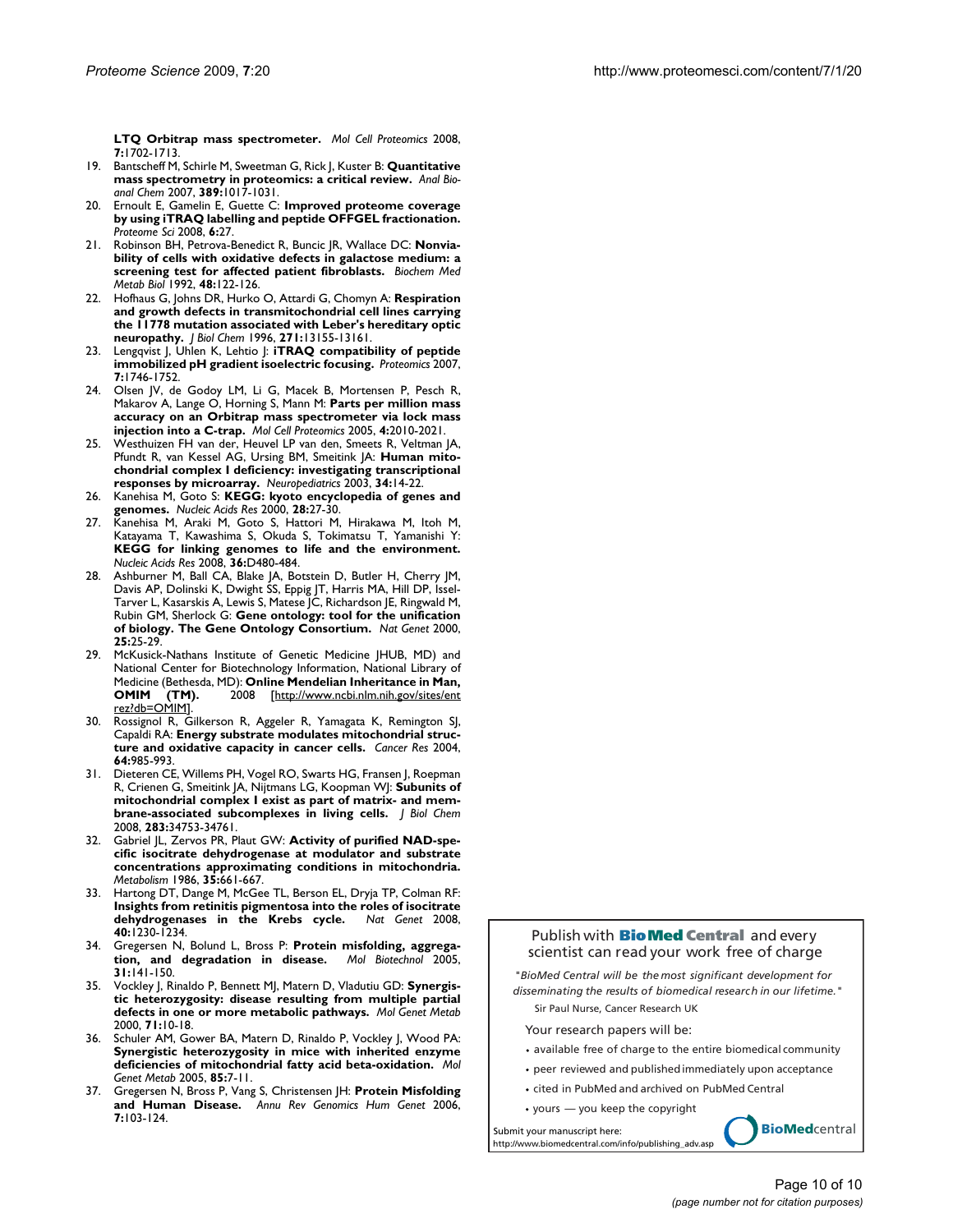**LTQ Orbitrap mass spectrometer.** *Mol Cell Proteomics* 2008, **7:**1702-1713.

19. Bantscheff M, Schirle M, Sweetman G, Rick J, Kuster B: **Quantitative mass spectrometry in proteomics: a critical review.** *Anal Bioanal Chem* 2007, **389:**1017-1031.
20. Ernoult E, Gamelin E, Guette C: **Improved proteome coverage by using iTRAQ labelling and peptide OFFGEL fractionation.** *Proteome Sci* 2008, **6:**27.
21. Robinson BH, Petrova-Benedict R, Buncic JR, Wallace DC: **Nonviability of cells with oxidative defects in galactose medium: a screening test for affected patient fibroblasts.** *Biochem Med Metab Biol* 1992, **48:**122-126.
22. Hofhaus G, Johns DR, Hurko O, Attardi G, Chomyn A: **Respiration and growth defects in transmitochondrial cell lines carrying the 11778 mutation associated with Leber's hereditary optic neuropathy.** *J Biol Chem* 1996, **271:**13155-13161.
23. Lengqvist J, Uhlen K, Lehtio J: **iTRAQ compatibility of peptide immobilized pH gradient isoelectric focusing.** *Proteomics* 2007, **7:**1746-1752.
24. Olsen JV, de Godoy LM, Li G, Macek B, Mortensen P, Pesch R, Makarov A, Lange O, Horning S, Mann M: **Parts per million mass accuracy on an Orbitrap mass spectrometer via lock mass injection into a C-trap.** *Mol Cell Proteomics* 2005, **4:**2010-2021.
25. Westhuizen FH van der, Heuvel LP van den, Smeets R, Veltman JA, Pfundt R, van Kessel AG, Ursing BM, Smeitink JA: **Human mitochondrial complex I deficiency: investigating transcriptional responses by microarray.** *Neuropediatrics* 2003, **34:**14-22.
26. Kanehisa M, Goto S: **KEGG: kyoto encyclopedia of genes and genomes.** *Nucleic Acids Res* 2000, **28:**27-30.
27. Kanehisa M, Araki M, Goto S, Hattori M, Hirakawa M, Itoh M, Katayama T, Kawashima S, Okuda S, Tokimatsu T, Yamanishi Y: **KEGG for linking genomes to life and the environment.** *Nucleic Acids Res* 2008, **36:**D480-484.
28. Ashburner M, Ball CA, Blake JA, Botstein D, Butler H, Cherry JM, Davis AP, Dolinski K, Dwight SS, Eppig JT, Harris MA, Hill DP, Issel-Tarver L, Kasarskis A, Lewis S, Matese JC, Richardson JE, Ringwald M, Rubin GM, Sherlock G: **Gene ontology: tool for the unification of biology. The Gene Ontology Consortium.** *Nat Genet* 2000, **25:**25-29.
29. McKusick-Nathans Institute of Genetic Medicine JHUB, MD) and National Center for Biotechnology Information, National Library of Medicine (Bethesda, MD): **Online Mendelian Inheritance in Man, OMIM (TM).** 2008 [http://www.ncbi.nlm.nih.gov/sites/entrez?db=OMIM].
30. Rossignol R, Gilkerson R, Aggeler R, Yamagata K, Remington SJ, Capaldi RA: **Energy substrate modulates mitochondrial structure and oxidative capacity in cancer cells.** *Cancer Res* 2004, **64:**985-993.
31. Dieteren CE, Willems PH, Vogel RO, Swarts HG, Fransen J, Roepman R, Crienen G, Smeitink JA, Nijtmans LG, Koopman WJ: **Subunits of mitochondrial complex I exist as part of matrix- and membrane-associated subcomplexes in living cells.** *J Biol Chem* 2008, **283:**34753-34761.
32. Gabriel JL, Zervos PR, Plaut GW: **Activity of purified NAD-specific isocitrate dehydrogenase at modulator and substrate concentrations approximating conditions in mitochondria.** *Metabolism* 1986, **35:**661-667.
33. Hartong DT, Dange M, McGee TL, Berson EL, Dryja TP, Colman RF: **Insights from retinitis pigmentosa into the roles of isocitrate dehydrogenases in the Krebs cycle.** *Nat Genet* 2008, **40:**1230-1234.
34. Gregersen N, Bolund L, Bross P: **Protein misfolding, aggregation, and degradation in disease.** *Mol Biotechnol* 2005, **31:**141-150.
35. Vockley J, Rinaldo P, Bennett MJ, Matern D, Vladutiu GD: **Synergistic heterozygosity: disease resulting from multiple partial defects in one or more metabolic pathways.** *Mol Genet Metab* 2000, **71:**10-18.
36. Schuler AM, Gower BA, Matern D, Rinaldo P, Vockley J, Wood PA: **Synergistic heterozygosity in mice with inherited enzyme deficiencies of mitochondrial fatty acid beta-oxidation.** *Mol Genet Metab* 2005, **85:**7-11.
37. Gregersen N, Bross P, Vang S, Christensen JH: **Protein Misfolding and Human Disease.** *Annu Rev Genomics Hum Genet* 2006, **7:**103-124.

Publish with **BioMed Central** and every scientist can read your work free of charge

*"BioMed Central will be the most significant development for disseminating the results of biomedical research in our lifetime."*
Sir Paul Nurse, Cancer Research UK

Your research papers will be:

- available free of charge to the entire biomedical community
- peer reviewed and published immediately upon acceptance
- cited in PubMed and archived on PubMed Central
- yours — you keep the copyright

Submit your manuscript here:
http://www.biomedcentral.com/info/publishing_adv.asp

**BioMed**central